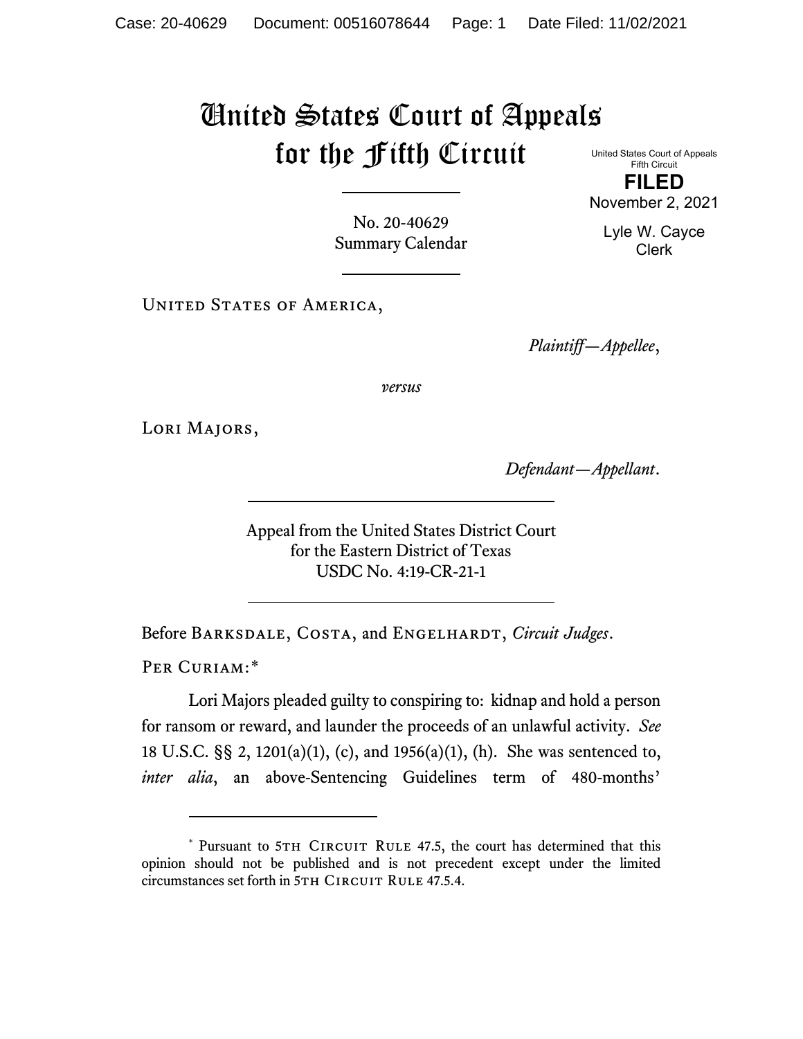# United States Court of Appeals for the Fifth Circuit

United States Court of Appeals
Fifth Circuit

**FILED**

November 2, 2021

Lyle W. Cayce
Clerk

No. 20-40629
Summary Calendar

---

United States of America,

*Plaintiff—Appellee*,

*versus*

Lori Majors,

*Defendant—Appellant*.

---

Appeal from the United States District Court
for the Eastern District of Texas
USDC No. 4:19-CR-21-1

---

Before Barksdale, Costa, and Engelhardt, *Circuit Judges*.

Per Curiam:*

Lori Majors pleaded guilty to conspiring to: kidnap and hold a person for ransom or reward, and launder the proceeds of an unlawful activity. *See* 18 U.S.C. §§ 2, 1201(a)(1), (c), and 1956(a)(1), (h). She was sentenced to, *inter alia*, an above-Sentencing Guidelines term of 480-months'

---

* Pursuant to 5th Circuit Rule 47.5, the court has determined that this opinion should not be published and is not precedent except under the limited circumstances set forth in 5th Circuit Rule 47.5.4.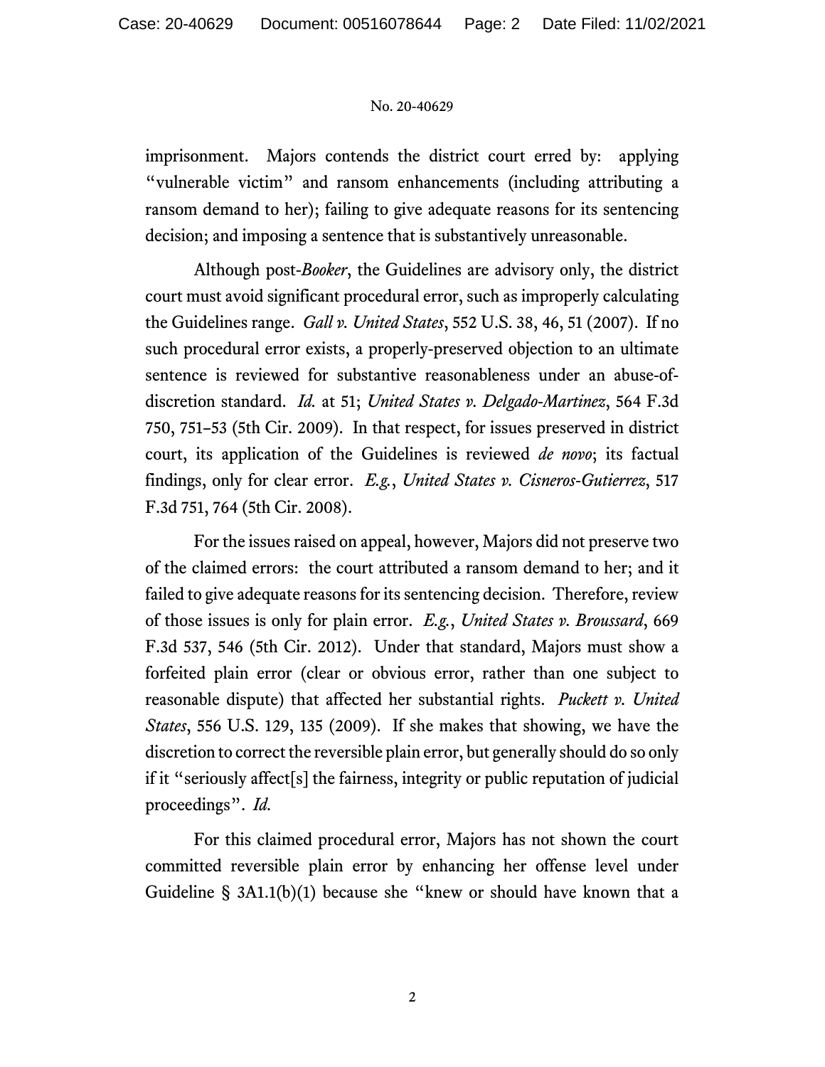imprisonment. Majors contends the district court erred by: applying "vulnerable victim" and ransom enhancements (including attributing a ransom demand to her); failing to give adequate reasons for its sentencing decision; and imposing a sentence that is substantively unreasonable.

Although post-*Booker*, the Guidelines are advisory only, the district court must avoid significant procedural error, such as improperly calculating the Guidelines range. *Gall v. United States*, 552 U.S. 38, 46, 51 (2007). If no such procedural error exists, a properly-preserved objection to an ultimate sentence is reviewed for substantive reasonableness under an abuse-of-discretion standard. *Id.* at 51; *United States v. Delgado-Martinez*, 564 F.3d 750, 751–53 (5th Cir. 2009). In that respect, for issues preserved in district court, its application of the Guidelines is reviewed *de novo*; its factual findings, only for clear error. *E.g.*, *United States v. Cisneros-Gutierrez*, 517 F.3d 751, 764 (5th Cir. 2008).

For the issues raised on appeal, however, Majors did not preserve two of the claimed errors: the court attributed a ransom demand to her; and it failed to give adequate reasons for its sentencing decision. Therefore, review of those issues is only for plain error. *E.g.*, *United States v. Broussard*, 669 F.3d 537, 546 (5th Cir. 2012). Under that standard, Majors must show a forfeited plain error (clear or obvious error, rather than one subject to reasonable dispute) that affected her substantial rights. *Puckett v. United States*, 556 U.S. 129, 135 (2009). If she makes that showing, we have the discretion to correct the reversible plain error, but generally should do so only if it "seriously affect[s] the fairness, integrity or public reputation of judicial proceedings". *Id.*

For this claimed procedural error, Majors has not shown the court committed reversible plain error by enhancing her offense level under Guideline § 3A1.1(b)(1) because she "knew or should have known that a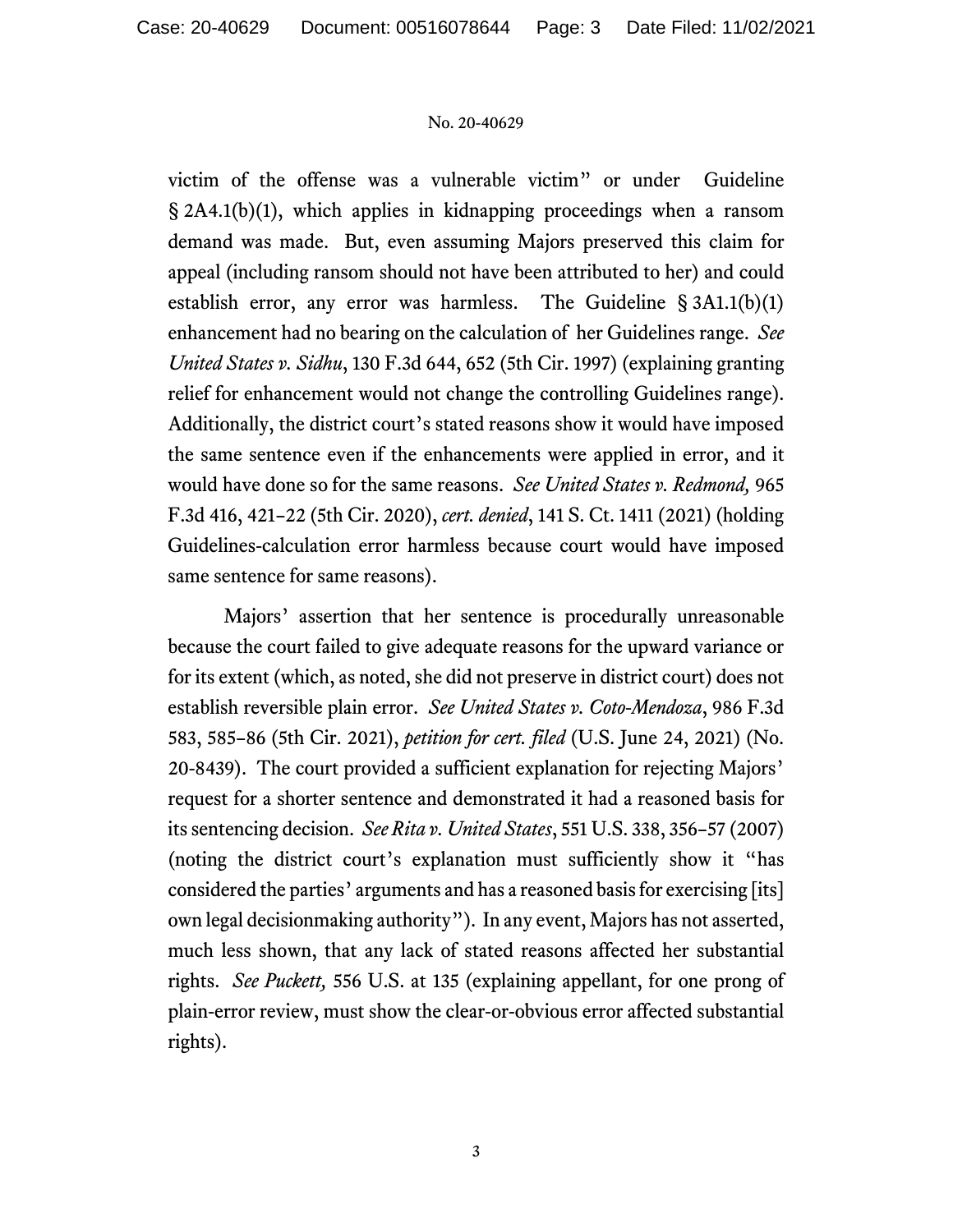victim of the offense was a vulnerable victim" or under Guideline § 2A4.1(b)(1), which applies in kidnapping proceedings when a ransom demand was made. But, even assuming Majors preserved this claim for appeal (including ransom should not have been attributed to her) and could establish error, any error was harmless. The Guideline § 3A1.1(b)(1) enhancement had no bearing on the calculation of her Guidelines range. *See United States v. Sidhu*, 130 F.3d 644, 652 (5th Cir. 1997) (explaining granting relief for enhancement would not change the controlling Guidelines range). Additionally, the district court's stated reasons show it would have imposed the same sentence even if the enhancements were applied in error, and it would have done so for the same reasons. *See United States v. Redmond,* 965 F.3d 416, 421–22 (5th Cir. 2020), *cert. denied*, 141 S. Ct. 1411 (2021) (holding Guidelines-calculation error harmless because court would have imposed same sentence for same reasons).

Majors' assertion that her sentence is procedurally unreasonable because the court failed to give adequate reasons for the upward variance or for its extent (which, as noted, she did not preserve in district court) does not establish reversible plain error. *See United States v. Coto-Mendoza*, 986 F.3d 583, 585–86 (5th Cir. 2021), *petition for cert. filed* (U.S. June 24, 2021) (No. 20-8439). The court provided a sufficient explanation for rejecting Majors' request for a shorter sentence and demonstrated it had a reasoned basis for its sentencing decision. *See Rita v. United States*, 551 U.S. 338, 356–57 (2007) (noting the district court's explanation must sufficiently show it "has considered the parties' arguments and has a reasoned basis for exercising [its] own legal decisionmaking authority"). In any event, Majors has not asserted, much less shown, that any lack of stated reasons affected her substantial rights. *See Puckett,* 556 U.S. at 135 (explaining appellant, for one prong of plain-error review, must show the clear-or-obvious error affected substantial rights).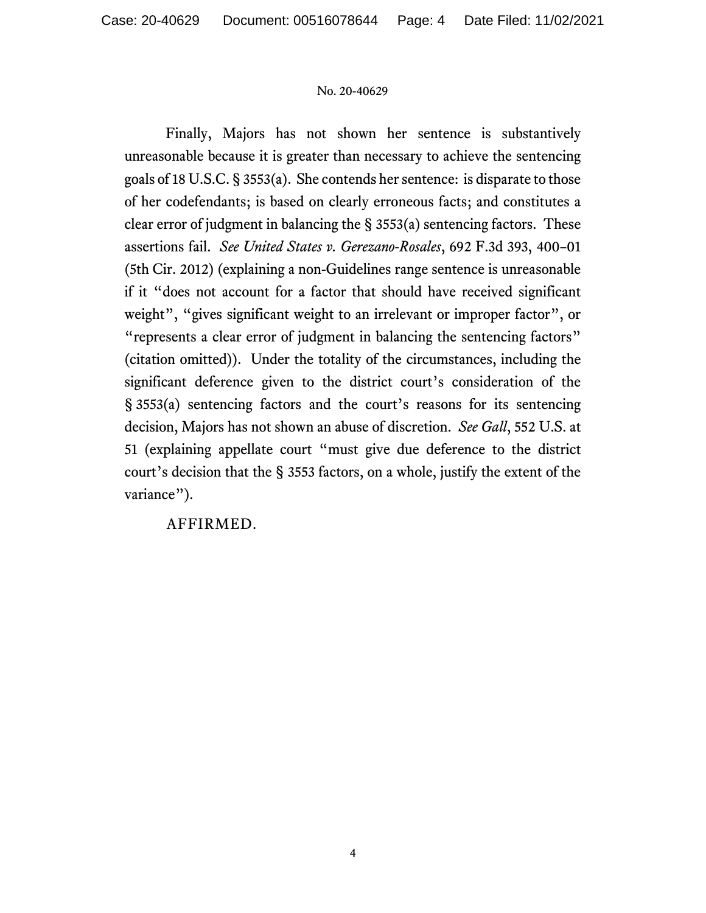Finally, Majors has not shown her sentence is substantively unreasonable because it is greater than necessary to achieve the sentencing goals of 18 U.S.C. § 3553(a). She contends her sentence: is disparate to those of her codefendants; is based on clearly erroneous facts; and constitutes a clear error of judgment in balancing the § 3553(a) sentencing factors. These assertions fail. *See United States v. Gerezano-Rosales*, 692 F.3d 393, 400–01 (5th Cir. 2012) (explaining a non-Guidelines range sentence is unreasonable if it "does not account for a factor that should have received significant weight", "gives significant weight to an irrelevant or improper factor", or "represents a clear error of judgment in balancing the sentencing factors" (citation omitted)). Under the totality of the circumstances, including the significant deference given to the district court's consideration of the § 3553(a) sentencing factors and the court's reasons for its sentencing decision, Majors has not shown an abuse of discretion. *See Gall*, 552 U.S. at 51 (explaining appellate court "must give due deference to the district court's decision that the § 3553 factors, on a whole, justify the extent of the variance").

AFFIRMED.